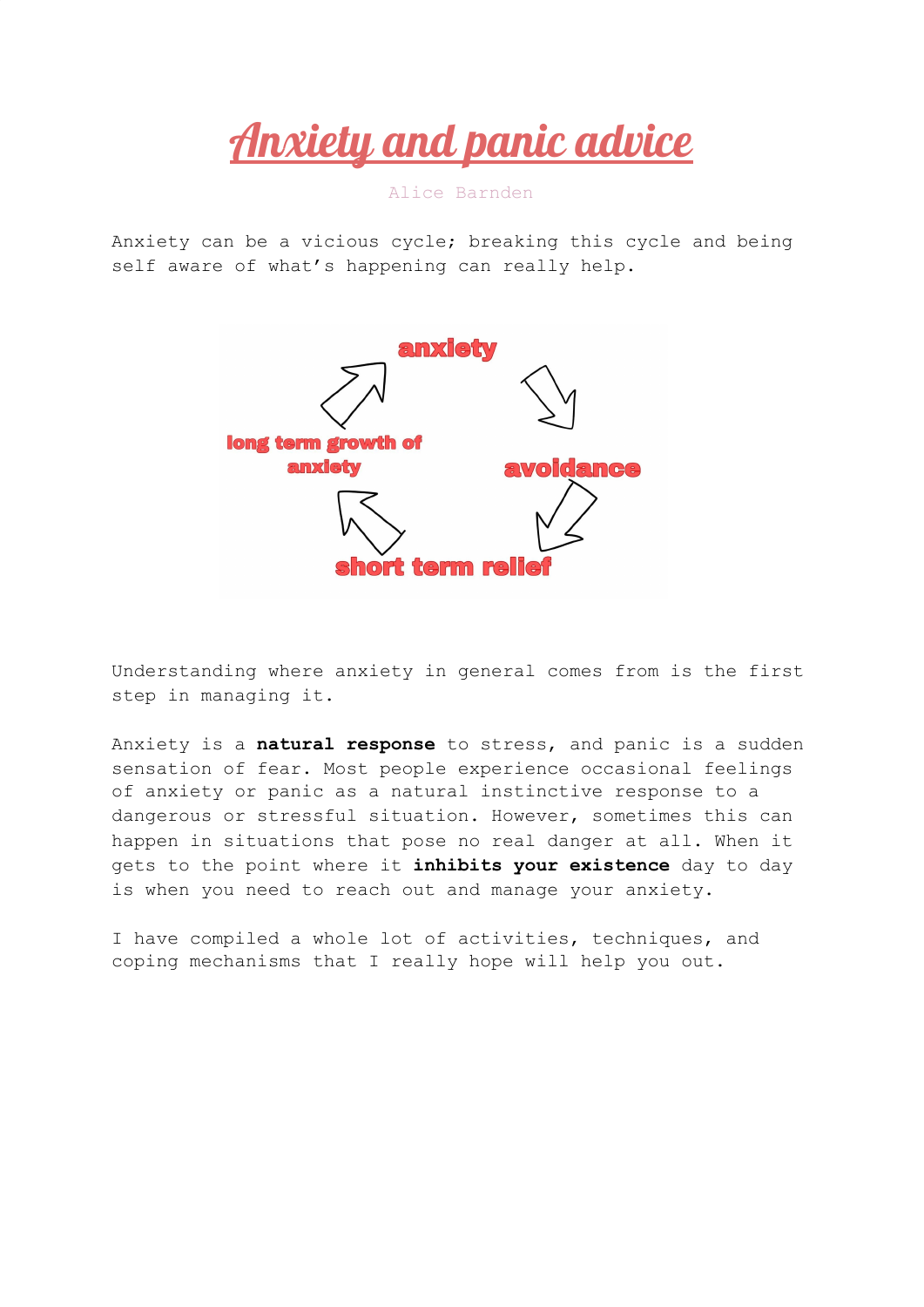# Anxiety and panic advice

Alice Barnden

Anxiety can be a vicious cycle; breaking this cycle and being self aware of what's happening can really help.

anxiety

avoidance

short term relief

long term growth of anxiety

Understanding where anxiety in general comes from is the first step in managing it.

Anxiety is a **natural response** to stress, and panic is a sudden sensation of fear. Most people experience occasional feelings of anxiety or panic as a natural instinctive response to a dangerous or stressful situation. However, sometimes this can happen in situations that pose no real danger at all. When it gets to the point where it **inhibits your existence** day to day is when you need to reach out and manage your anxiety.

I have compiled a whole lot of activities, techniques, and coping mechanisms that I really hope will help you out.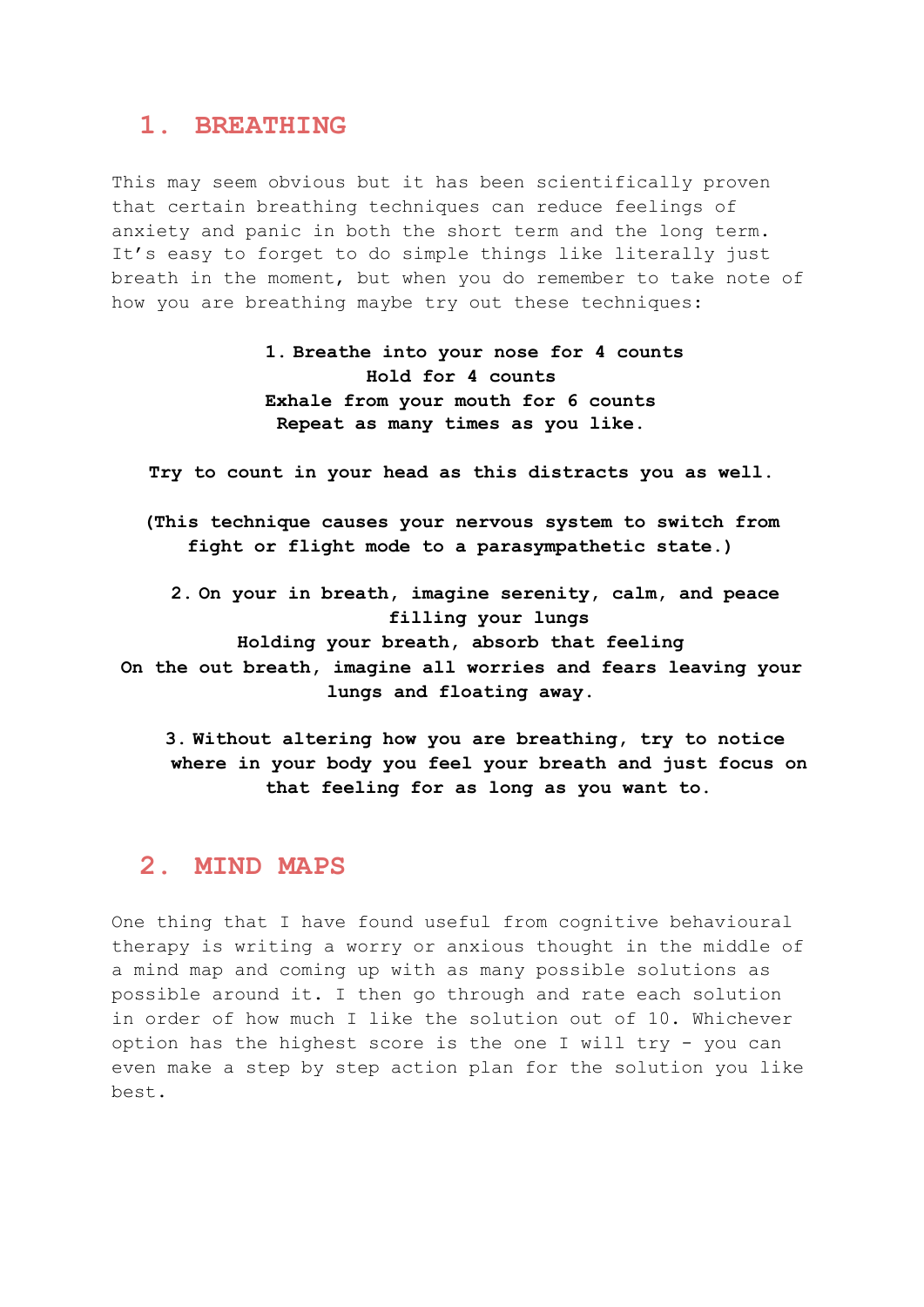## 1. BREATHING

This may seem obvious but it has been scientifically proven that certain breathing techniques can reduce feelings of anxiety and panic in both the short term and the long term. It's easy to forget to do simple things like literally just breath in the moment, but when you do remember to take note of how you are breathing maybe try out these techniques:

1. **Breathe into your nose for 4 counts**
   **Hold for 4 counts**
   **Exhale from your mouth for 6 counts**
   **Repeat as many times as you like.**

   **Try to count in your head as this distracts you as well.**

   **(This technique causes your nervous system to switch from fight or flight mode to a parasympathetic state.)**

2. **On your in breath, imagine serenity, calm, and peace filling your lungs**
   **Holding your breath, absorb that feeling**
   **On the out breath, imagine all worries and fears leaving your lungs and floating away.**

3. **Without altering how you are breathing, try to notice where in your body you feel your breath and just focus on that feeling for as long as you want to.**

## 2. MIND MAPS

One thing that I have found useful from cognitive behavioural therapy is writing a worry or anxious thought in the middle of a mind map and coming up with as many possible solutions as possible around it. I then go through and rate each solution in order of how much I like the solution out of 10. Whichever option has the highest score is the one I will try - you can even make a step by step action plan for the solution you like best.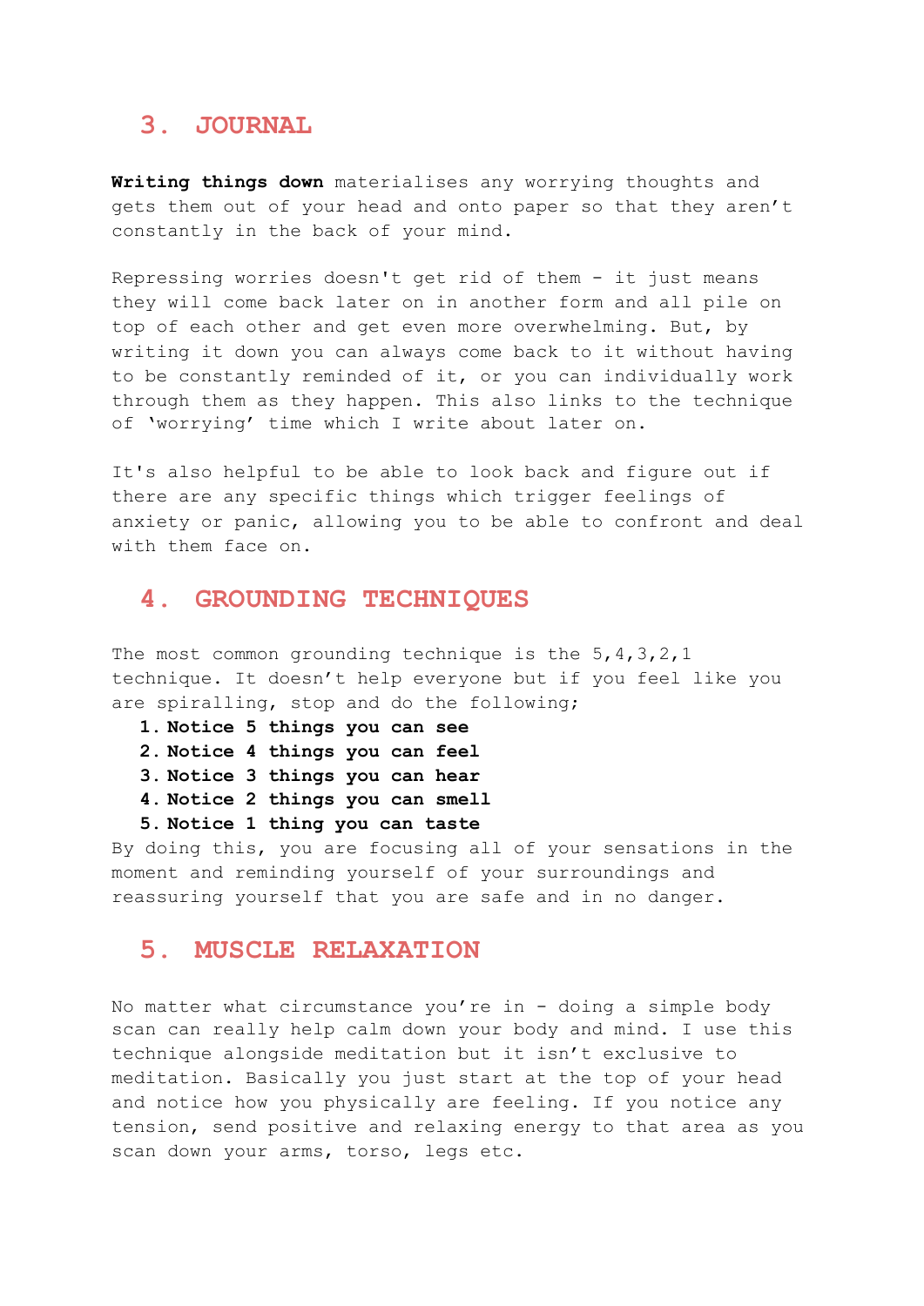## 3. JOURNAL

**Writing things down** materialises any worrying thoughts and gets them out of your head and onto paper so that they aren't constantly in the back of your mind.

Repressing worries doesn't get rid of them - it just means they will come back later on in another form and all pile on top of each other and get even more overwhelming. But, by writing it down you can always come back to it without having to be constantly reminded of it, or you can individually work through them as they happen. This also links to the technique of 'worrying' time which I write about later on.

It's also helpful to be able to look back and figure out if there are any specific things which trigger feelings of anxiety or panic, allowing you to be able to confront and deal with them face on.

## 4. GROUNDING TECHNIQUES

The most common grounding technique is the 5,4,3,2,1 technique. It doesn't help everyone but if you feel like you are spiralling, stop and do the following;

1. **Notice 5 things you can see**
2. **Notice 4 things you can feel**
3. **Notice 3 things you can hear**
4. **Notice 2 things you can smell**
5. **Notice 1 thing you can taste**

By doing this, you are focusing all of your sensations in the moment and reminding yourself of your surroundings and reassuring yourself that you are safe and in no danger.

## 5. MUSCLE RELAXATION

No matter what circumstance you're in - doing a simple body scan can really help calm down your body and mind. I use this technique alongside meditation but it isn't exclusive to meditation. Basically you just start at the top of your head and notice how you physically are feeling. If you notice any tension, send positive and relaxing energy to that area as you scan down your arms, torso, legs etc.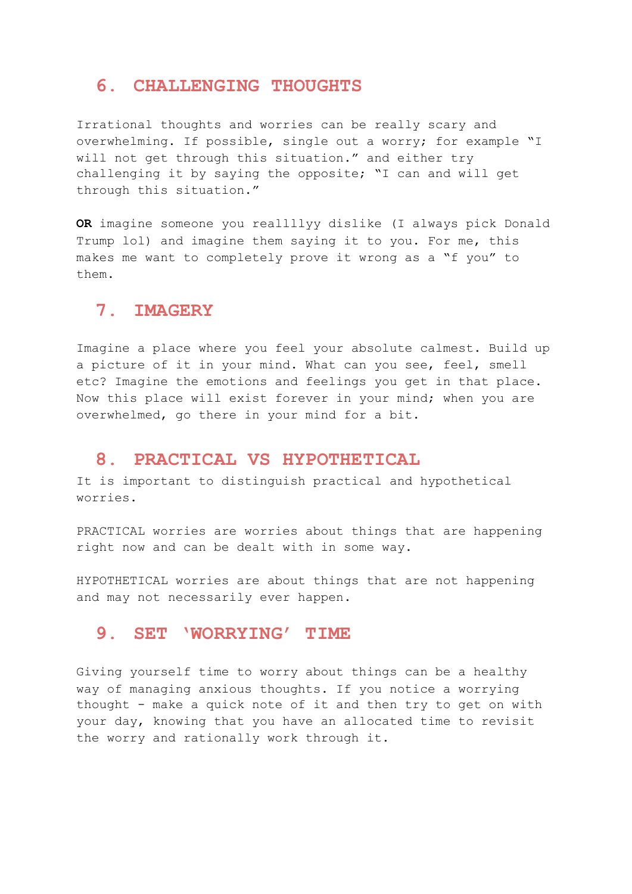## 6. CHALLENGING THOUGHTS

Irrational thoughts and worries can be really scary and overwhelming. If possible, single out a worry; for example "I will not get through this situation." and either try challenging it by saying the opposite; "I can and will get through this situation."

**OR** imagine someone you reallllyy dislike (I always pick Donald Trump lol) and imagine them saying it to you. For me, this makes me want to completely prove it wrong as a "f you" to them.

## 7. IMAGERY

Imagine a place where you feel your absolute calmest. Build up a picture of it in your mind. What can you see, feel, smell etc? Imagine the emotions and feelings you get in that place. Now this place will exist forever in your mind; when you are overwhelmed, go there in your mind for a bit.

## 8. PRACTICAL VS HYPOTHETICAL

It is important to distinguish practical and hypothetical worries.

PRACTICAL worries are worries about things that are happening right now and can be dealt with in some way.

HYPOTHETICAL worries are about things that are not happening and may not necessarily ever happen.

## 9. SET 'WORRYING' TIME

Giving yourself time to worry about things can be a healthy way of managing anxious thoughts. If you notice a worrying thought - make a quick note of it and then try to get on with your day, knowing that you have an allocated time to revisit the worry and rationally work through it.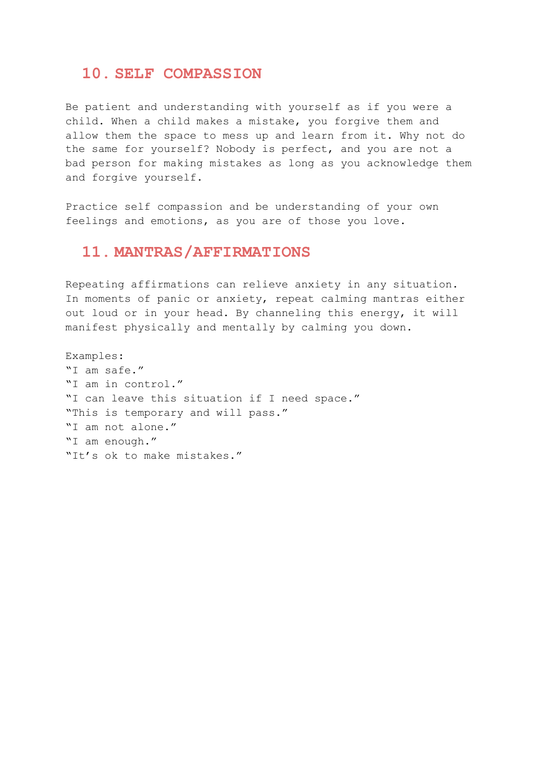## 10. SELF COMPASSION

Be patient and understanding with yourself as if you were a child. When a child makes a mistake, you forgive them and allow them the space to mess up and learn from it. Why not do the same for yourself? Nobody is perfect, and you are not a bad person for making mistakes as long as you acknowledge them and forgive yourself.

Practice self compassion and be understanding of your own feelings and emotions, as you are of those you love.

## 11. MANTRAS/AFFIRMATIONS

Repeating affirmations can relieve anxiety in any situation. In moments of panic or anxiety, repeat calming mantras either out loud or in your head. By channeling this energy, it will manifest physically and mentally by calming you down.

Examples:
"I am safe."
"I am in control."
"I can leave this situation if I need space."
"This is temporary and will pass."
"I am not alone."
"I am enough."
"It's ok to make mistakes."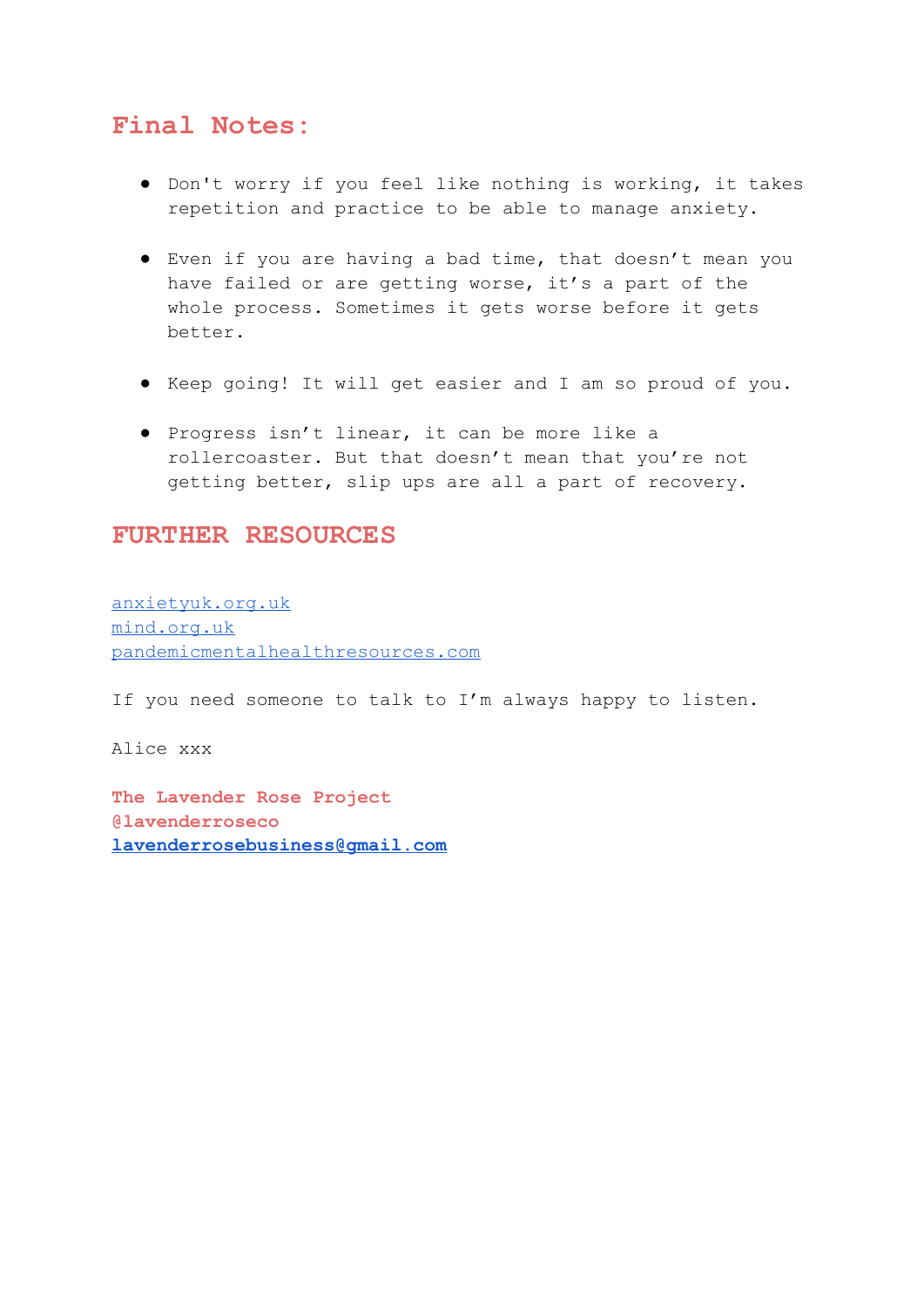## Final Notes:

- Don't worry if you feel like nothing is working, it takes repetition and practice to be able to manage anxiety.

- Even if you are having a bad time, that doesn't mean you have failed or are getting worse, it's a part of the whole process. Sometimes it gets worse before it gets better.

- Keep going! It will get easier and I am so proud of you.

- Progress isn't linear, it can be more like a rollercoaster. But that doesn't mean that you're not getting better, slip ups are all a part of recovery.

## FURTHER RESOURCES

anxietyuk.org.uk
mind.org.uk
pandemicmentalhealthresources.com

If you need someone to talk to I'm always happy to listen.

Alice xxx

**The Lavender Rose Project**
**@lavenderroseco**
**lavenderrosebusiness@gmail.com**